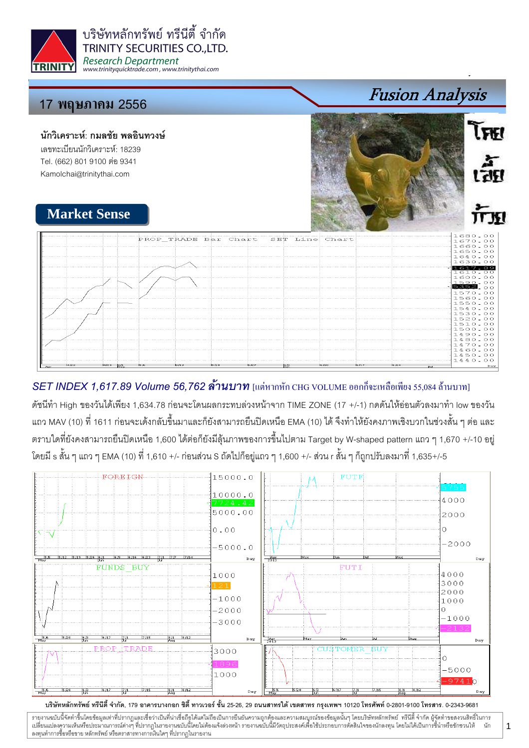บริษัทหลักทรัพย์ ทรีนีตี้ จำกัด
TRINITY SECURITIES CO.,LTD.
*Research Department*
www.trinityquicktrade.com , www.trinitythai.com

# 17 พฤษภาคม 2556

## *Fusion Analysis*

**นักวิเคราะห์: กมลชัย พลอินทวงษ์**
เลขทะเบียนนักวิเคราะห์: 18239
Tel. (662) 801 9100 ต่อ 9341
Kamolchai@trinitythai.com

โหย เสี้ย ก๊วย

## Market Sense

***SET INDEX 1,617.89 Volume 56,762 ล้านบาท*** [แต่หากหัก CHG VOLUME ออกก็จะเหลือเพียง 55,084 ล้านบาท]

ดัชนีทำ High ของวันได้เพียง 1,634.78 ก่อนจะโดนผลกระทบล่วงหน้าจาก TIME ZONE (17 +/-1) กดดันให้อ่อนตัวลงมาทำ low ของวันแถว MAV (10) ที่ 1611 ก่อนจะเด้งกลับขึ้นมาและก็ยังสามารถยืนปิดเหนือ EMA (10) ได้ จึงทำให้ยังคงภาพเชิงบวกในช่วงสั้น ๆ ต่อ และตราบใดที่ยังคงสามารถยืนปิดเหนือ 1,600 ได้ต่อก็ยังมีลุ้นภาพของการขึ้นไปตาม Target by W-shaped pattern แถว ๆ 1,670 +/-10 อยู่ โดยมี s สั้น ๆ แถว ๆ EMA (10) ที่ 1,610 +/- ก่อนส่วน S ถัดไปก็อยู่แถว ๆ 1,600 +/- ส่วน r สั้น ๆ ก็ถูกปรับลงมาที่ 1,635+/-5

บริษัทหลักทรัพย์ ทรีนีตี้ จำกัด, 179 อาคารบางกอก ซิตี้ ทาวเวอร์ ชั้น 25-26, 29 ถนนสาทรใต้ เขตสาทร กรุงเทพฯ 10120 โทรศัพท์ 0-2801-9100 โทรสาร. 0-2343-9681

รายงานฉบับนี้จัดทำขึ้นโดยข้อมูลเท่าที่ปรากฏและเชื่อว่าเป็นที่น่าเชื่อถือได้แต่ไม่ถือเป็นการยืนยันความถูกต้องและความสมบูรณ์ของข้อมูลนั้นๆ โดยบริษัทหลักทรัพย์ ทรีนีตี้ จำกัด ผู้จัดทำขอสงวนสิทธิ์ในการเปลี่ยนแปลงความเห็นหรือประมาณการณ์ต่างๆ ที่ปรากฏในรายงานฉบับนี้โดยไม่ต้องแจ้งล่วงหน้า รายงานฉบับนี้มีวัตถุประสงค์เพื่อใช้ประกอบการตัดสินใจของนักลงทุน โดยไม่ได้เป็นการชี้นำหรือชักชวนให้นักลงทุนทำการซื้อหรือขาย หลักทรัพย์ หรือตราสารทางการเงินใดๆ ที่ปรากฏในรายงาน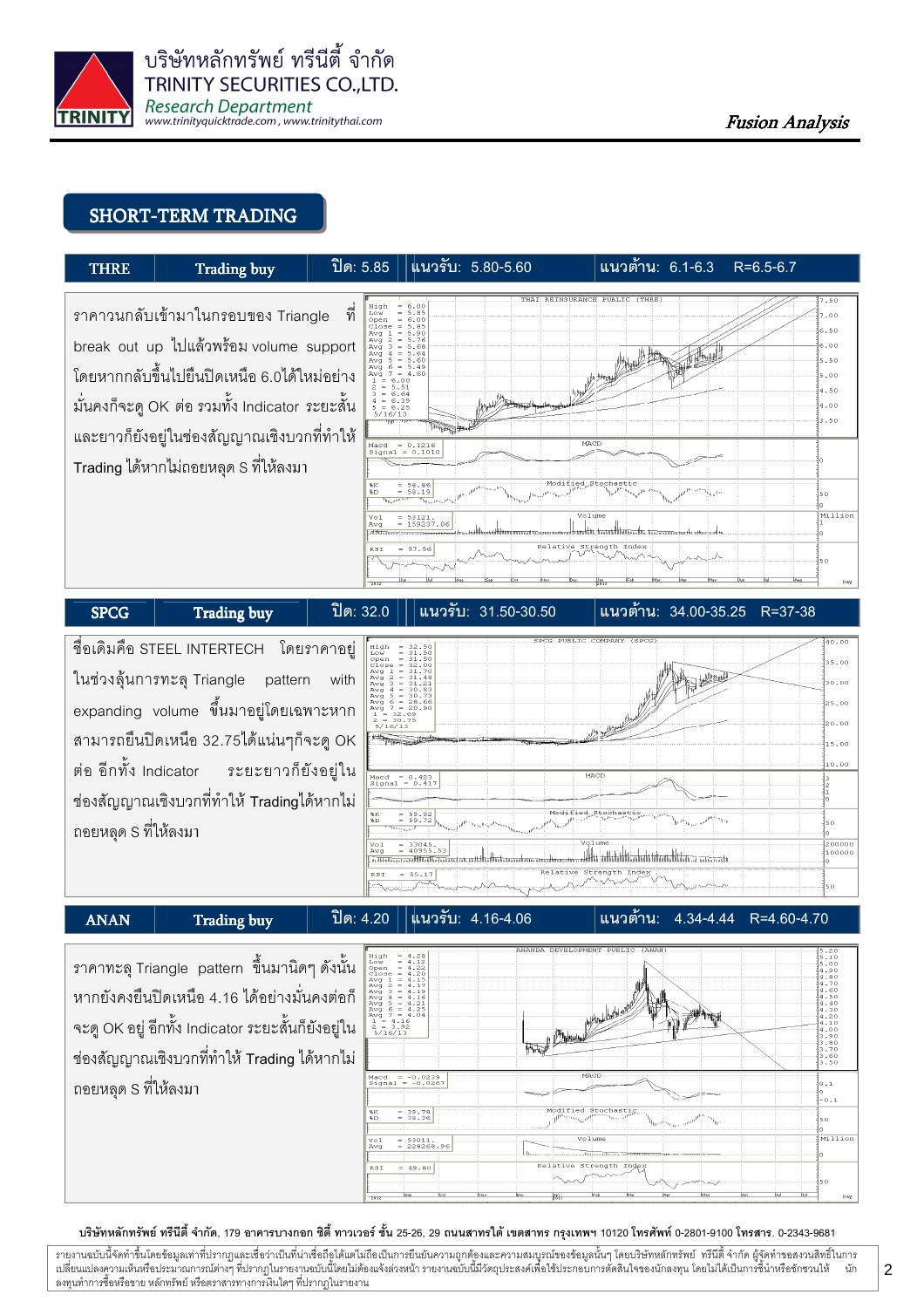## SHORT-TERM TRADING

| THRE | Trading buy | ปิด: 5.85 | แนวรับ: 5.80-5.60 | แนวต้าน: 6.1-6.3 R=6.5-6.7 |
|---|---|---|---|---|

ราคาวนกลับเข้ามาในกรอบของ Triangle ที่ break out up ไปแล้วพร้อม volume support โดยหากกลับขึ้นไปยืนปิดเหนือ 6.0ได้ใหม่อย่างมั่นคงก็จะดู OK ต่อ รวมทั้ง Indicator ระยะสั้นและยาวก็ยังอยู่ในช่องสัญญาณเชิงบวกที่ทำให้ Trading ได้หากไม่ถอยหลุด S ที่ให้ลงมา

| SPCG | Trading buy | ปิด: 32.0 | แนวรับ: 31.50-30.50 | แนวต้าน: 34.00-35.25 R=37-38 |
|---|---|---|---|---|

ชื่อเดิมคือ STEEL INTERTECH โดยราคาอยู่ในช่วงลุ้นการทะลุ Triangle pattern with expanding volume ขึ้นมาอยู่โดยเฉพาะหากสามารถยืนปิดเหนือ 32.75ได้แน่นๆก็จะดู OK ต่อ อีกทั้ง Indicator ระยะยาวก็ยังอยู่ในช่องสัญญาณเชิงบวกที่ทำให้ Tradingได้หากไม่ถอยหลุด S ที่ให้ลงมา

| ANAN | Trading buy | ปิด: 4.20 | แนวรับ: 4.16-4.06 | แนวต้าน: 4.34-4.44 R=4.60-4.70 |
|---|---|---|---|---|

ราคาทะลุ Triangle pattern ขึ้นมานิดๆ ดังนั้นหากยังคงยืนปิดเหนือ 4.16 ได้อย่างมั่นคงต่อก็จะดู OK อยู่ อีกทั้ง Indicator ระยะสั้นก็ยังอยู่ในช่องสัญญาณเชิงบวกที่ทำให้ Trading ได้หากไม่ถอยหลุด S ที่ให้ลงมา

**บริษัทหลักทรัพย์ ทรีนีตี้ จำกัด, 179 อาคารบางกอก ซิตี้ ทาวเวอร์ ชั้น 25-26, 29 ถนนสาทรใต้ เขตสาทร กรุงเทพฯ 10120 โทรศัพท์ 0-2801-9100 โทรสาร. 0-2343-9681**

รายงานฉบับนี้จัดทำขึ้นโดยข้อมูลเท่าที่ปรากฏและเชื่อว่าเป็นที่น่าเชื่อถือได้แต่ไม่ถือเป็นการยืนยันความถูกต้องและความสมบูรณ์ของข้อมูลนั้นๆ โดยบริษัทหลักทรัพย์ ทรีนีตี้ จำกัด ผู้จัดทำขอสงวนสิทธิ์ในการเปลี่ยนแปลงความเห็นหรือประมาณการณ์ต่างๆ ที่ปรากฏในรายงานฉบับนี้โดยไม่ต้องแจ้งล่วงหน้า รายงานฉบับนี้มีวัตถุประสงค์เพื่อใช้ประกอบการตัดสินใจของนักลงทุน โดยไม่ได้เป็นการชี้นำหรือชักชวนให้นักลงทุนทำการซื้อหรือขาย หลักทรัพย์ หรือตราสารทางการเงินใดๆ ที่ปรากฏในรายงาน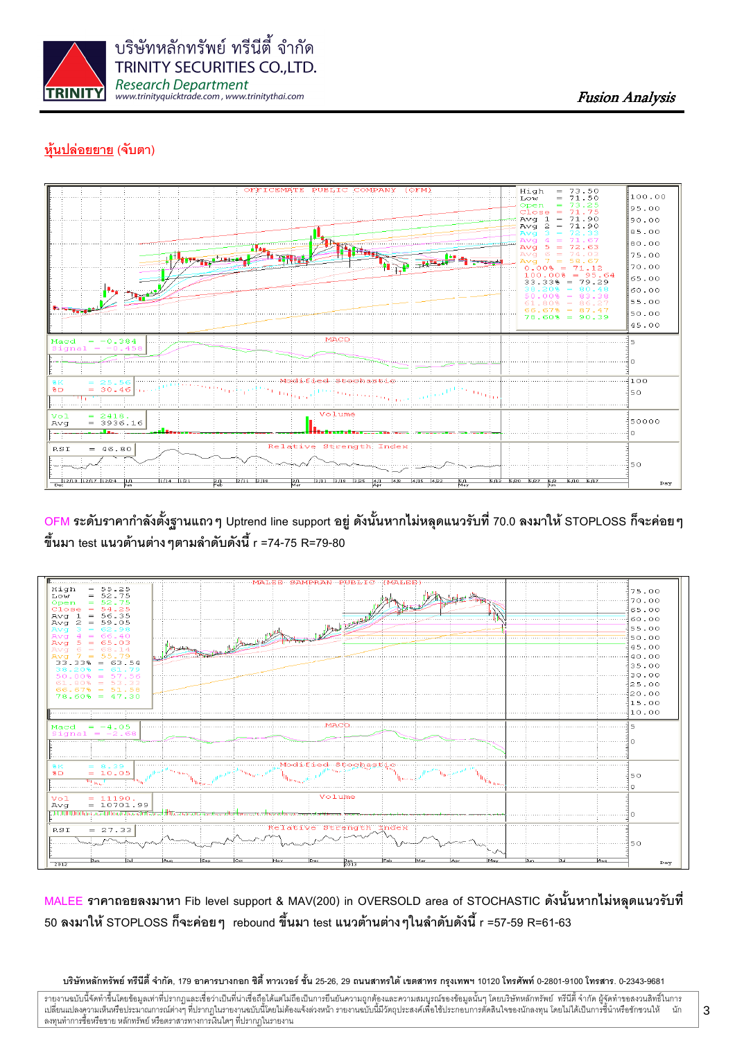บริษัทหลักทรัพย์ ทรีนีตี้ จำกัด
TRINITY SECURITIES CO.,LTD.
*Research Department*
www.trinityquicktrade.com , www.trinitythai.com

*Fusion Analysis*

## หุ้นปล่อยขาย (จับตา)

OFFICEMATE PUBLIC COMPANY (OFM)

High = 73.50
Low = 71.50
Open = 73.25
Close = 71.75
Avg 1 = 71.90
Avg 2 = 71.90
Avg 3 = 72.33
Avg 4 = 71.67
Avg 5 = 72.63
Avg 6 = 74.03
Avg 7 = 58.67
0.00% = 71.12
100.00% = 95.64
33.33% = 79.29
38.20% = 80.48
50.00% = 83.38
61.80% = 86.27
66.67% = 87.47
78.60% = 90.39

Macd = -0.394
Signal = -0.458
MACD

%K = 25.56
%D = 30.46
Modified Stochastic

Vol = 2416.
Avg = 3936.16
Volume

RSI = 46.80
Relative Strength Index

OFM ระดับราคากำลังตั้งฐานแถวๆ Uptrend line support อยู่ ดังนั้นหากไม่หลุดแนวรับที่ 70.0 ลงมาให้ STOPLOSS ก็จะค่อยๆ ขึ้นมา test แนวต้านต่างๆตามลำดับดังนี้ r =74-75 R=79-80

MALEE SAMPRAN PUBLIC (MALEE)

High = 55.25
Low = 52.75
Open = 52.75
Close = 54.25
Avg 1 = 56.35
Avg 2 = 59.05
Avg 3 = 62.98
Avg 4 = 66.40
Avg 5 = 65.03
Avg 6 = 68.14
Avg 7 = 55.79
33.33% = 63.54
38.20% = 61.79
50.00% = 57.56
61.80% = 53.33
66.67% = 51.58
78.60% = 47.30

Macd = -4.05
Signal = -2.68
MACD

%K = 8.39
%D = 10.05
Modified Stochastic

Vol = 11190.
Avg = 10701.99
Volume

RSI = 27.33
Relative Strength Index

MALEE ราคาถอยลงมาหา Fib level support & MAV(200) in OVERSOLD area of STOCHASTIC ดังนั้นหากไม่หลุดแนวรับที่ 50 ลงมาให้ STOPLOSS ก็จะค่อยๆ rebound ขึ้นมา test แนวต้านต่างๆในลำดับดังนี้ r =57-59 R=61-63

บริษัทหลักทรัพย์ ทรีนีตี้ จำกัด, 179 อาคารบางกอก ซิตี้ ทาวเวอร์ ชั้น 25-26, 29 ถนนสาทรใต้ เขตสาทร กรุงเทพฯ 10120 โทรศัพท์ 0-2801-9100 โทรสาร. 0-2343-9681

รายงานฉบับนี้จัดทำขึ้นโดยข้อมูลเท่าที่ปรากฏและเชื่อว่าเป็นที่น่าเชื่อถือได้แต่ไม่ถือเป็นการยืนยันความถูกต้องและความสมบูรณ์ของข้อมูลนั้นๆ โดยบริษัทหลักทรัพย์ ทรีนีตี้ จำกัด ผู้จัดทำขอสงวนสิทธิ์ในการเปลี่ยนแปลงความเห็นหรือประมาณการณ์ต่างๆ ที่ปรากฏในรายงานฉบับนี้โดยไม่ต้องแจ้งล่วงหน้า รายงานฉบับนี้มีวัตถุประสงค์เพื่อใช้ประกอบการตัดสินใจของนักลงทุน โดยไม่ได้เป็นการชี้นำหรือชักชวนให้นักลงทุนทำการซื้อหรือขาย หลักทรัพย์ หรือตราสารทางการเงินใดๆ ที่ปรากฏในรายงาน